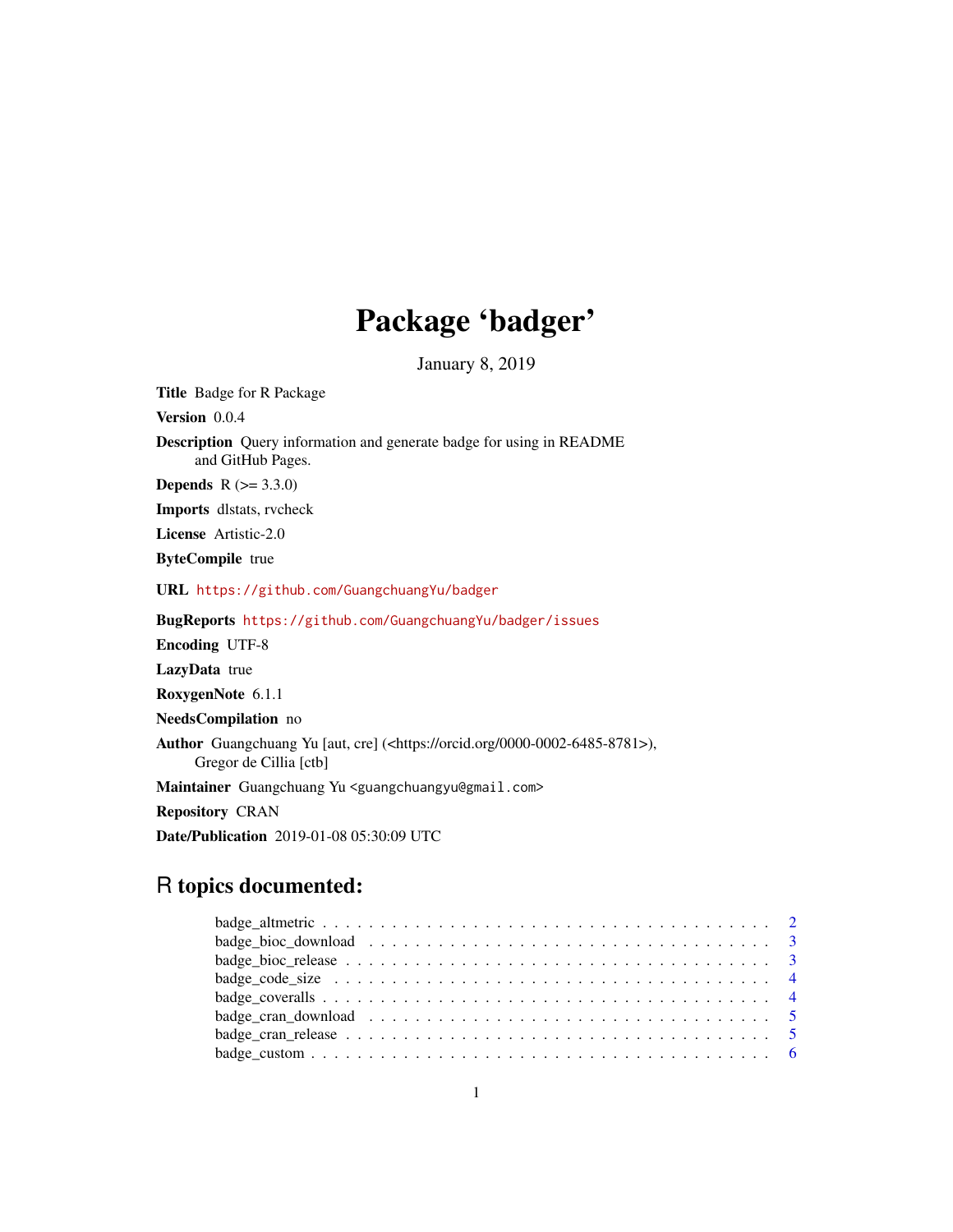# Package 'badger'

January 8, 2019

**Title** Badge for R Package

**Version** 0.0.4

**Description** Query information and generate badge for using in README and GitHub Pages.

**Depends** R (>= 3.3.0)

**Imports** dlstats, rvcheck

**License** Artistic-2.0

**ByteCompile** true

**URL** https://github.com/GuangchuangYu/badger

**BugReports** https://github.com/GuangchuangYu/badger/issues

**Encoding** UTF-8

**LazyData** true

**RoxygenNote** 6.1.1

**NeedsCompilation** no

**Author** Guangchuang Yu [aut, cre] (<https://orcid.org/0000-0002-6485-8781>), Gregor de Cillia [ctb]

**Maintainer** Guangchuang Yu <guangchuangyu@gmail.com>

**Repository** CRAN

**Date/Publication** 2019-01-08 05:30:09 UTC

## R topics documented:

- badge_altmetric . . . . . . . . . . . . . . . . . . . . . . . . . . . . . . . . . . . . . 2
- badge_bioc_download . . . . . . . . . . . . . . . . . . . . . . . . . . . . . . . . . . 3
- badge_bioc_release . . . . . . . . . . . . . . . . . . . . . . . . . . . . . . . . . . . 3
- badge_code_size . . . . . . . . . . . . . . . . . . . . . . . . . . . . . . . . . . . . . 4
- badge_coveralls . . . . . . . . . . . . . . . . . . . . . . . . . . . . . . . . . . . . . 4
- badge_cran_download . . . . . . . . . . . . . . . . . . . . . . . . . . . . . . . . . . 5
- badge_cran_release . . . . . . . . . . . . . . . . . . . . . . . . . . . . . . . . . . . 5
- badge_custom . . . . . . . . . . . . . . . . . . . . . . . . . . . . . . . . . . . . . . 6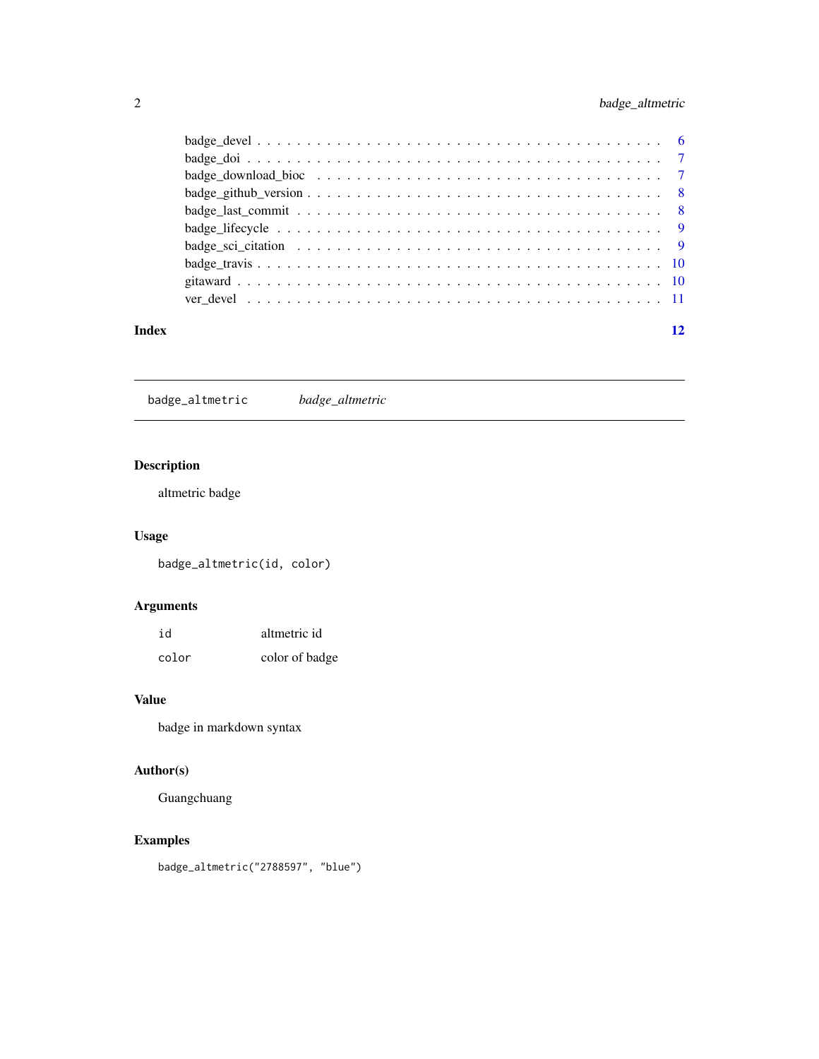badge_devel . . . . . . . . . . . . . . . . . . . . . . . . . . . . . . . . . . . . 6
badge_doi . . . . . . . . . . . . . . . . . . . . . . . . . . . . . . . . . . . . . 7
badge_download_bioc . . . . . . . . . . . . . . . . . . . . . . . . . . . . . . . . 7
badge_github_version . . . . . . . . . . . . . . . . . . . . . . . . . . . . . . . . 8
badge_last_commit . . . . . . . . . . . . . . . . . . . . . . . . . . . . . . . . . 8
badge_lifecycle . . . . . . . . . . . . . . . . . . . . . . . . . . . . . . . . . . 9
badge_sci_citation . . . . . . . . . . . . . . . . . . . . . . . . . . . . . . . . . 9
badge_travis . . . . . . . . . . . . . . . . . . . . . . . . . . . . . . . . . . . . 10
gitaward . . . . . . . . . . . . . . . . . . . . . . . . . . . . . . . . . . . . . . 10
ver_devel . . . . . . . . . . . . . . . . . . . . . . . . . . . . . . . . . . . . . 11

**Index** **12**

---

`badge_altmetric` *badge_altmetric*

---

## Description

altmetric badge

## Usage

```
badge_altmetric(id, color)
```

## Arguments

| | |
|---|---|
| `id` | altmetric id |
| `color` | color of badge |

## Value

badge in markdown syntax

## Author(s)

Guangchuang

## Examples

```
badge_altmetric("2788597", "blue")
```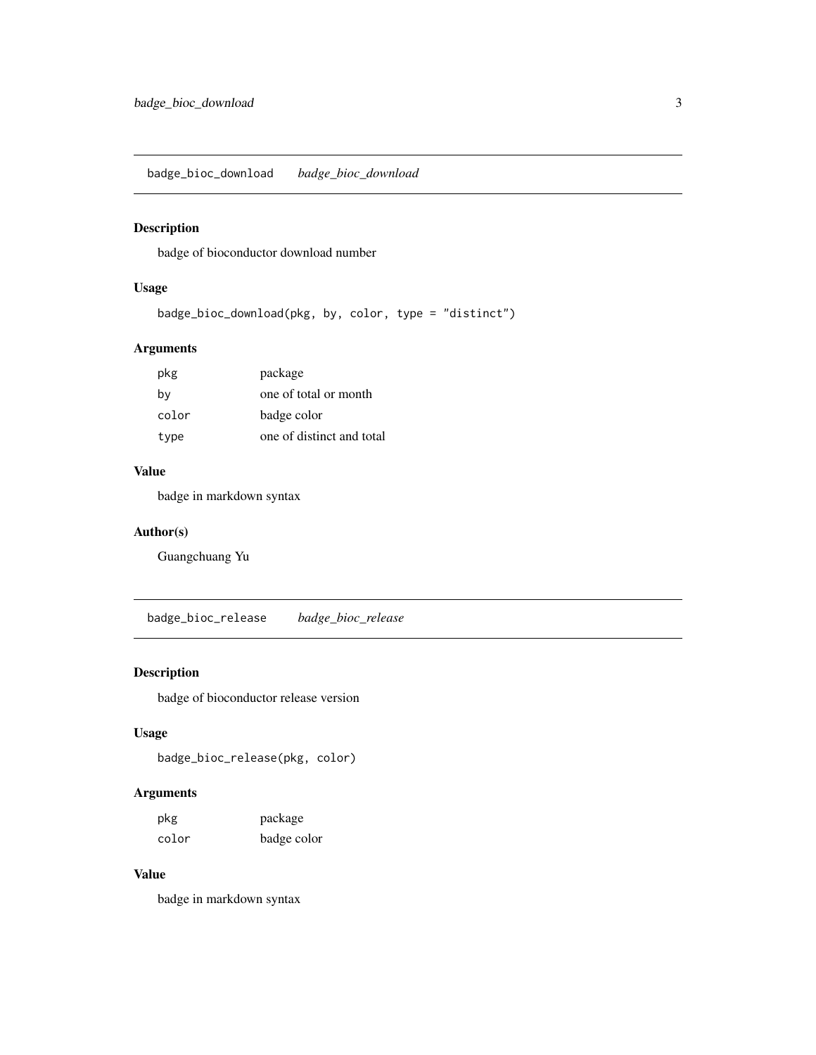## badge_bioc_download *badge_bioc_download*

### Description

badge of bioconductor download number

### Usage

```
badge_bioc_download(pkg, by, color, type = "distinct")
```

### Arguments

| | |
|---|---|
| pkg | package |
| by | one of total or month |
| color | badge color |
| type | one of distinct and total |

### Value

badge in markdown syntax

### Author(s)

Guangchuang Yu

## badge_bioc_release *badge_bioc_release*

### Description

badge of bioconductor release version

### Usage

```
badge_bioc_release(pkg, color)
```

### Arguments

| | |
|---|---|
| pkg | package |
| color | badge color |

### Value

badge in markdown syntax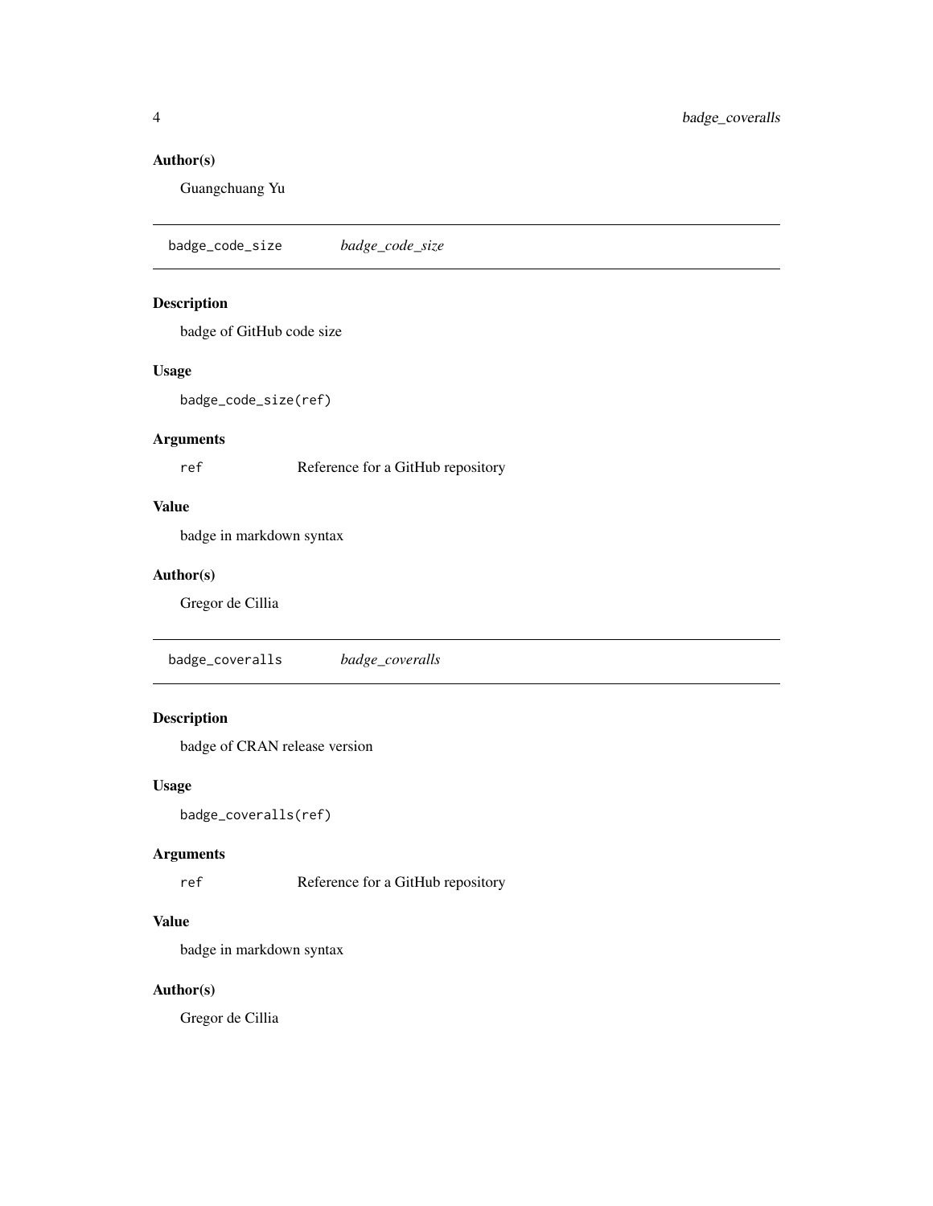## Author(s)

Guangchuang Yu

---

# badge_code_size    *badge_code_size*

## Description

badge of GitHub code size

## Usage

```
badge_code_size(ref)
```

## Arguments

| | |
|---|---|
| ref | Reference for a GitHub repository |

## Value

badge in markdown syntax

## Author(s)

Gregor de Cillia

---

# badge_coveralls    *badge_coveralls*

## Description

badge of CRAN release version

## Usage

```
badge_coveralls(ref)
```

## Arguments

| | |
|---|---|
| ref | Reference for a GitHub repository |

## Value

badge in markdown syntax

## Author(s)

Gregor de Cillia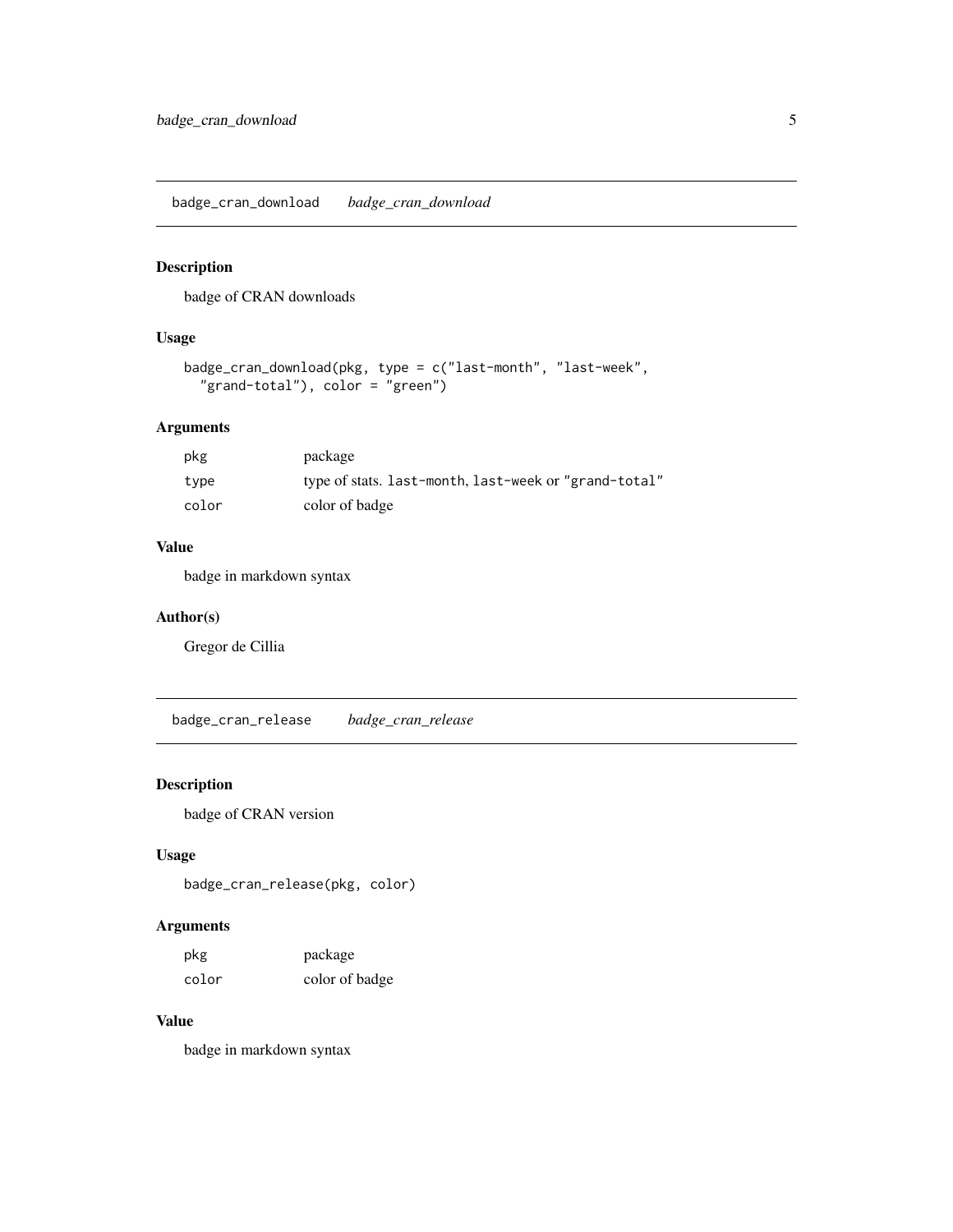## badge_cran_download *badge_cran_download*

### Description

badge of CRAN downloads

### Usage

```
badge_cran_download(pkg, type = c("last-month", "last-week",
  "grand-total"), color = "green")
```

### Arguments

| | |
|---|---|
| pkg | package |
| type | type of stats. `last-month`, `last-week` or `"grand-total"` |
| color | color of badge |

### Value

badge in markdown syntax

### Author(s)

Gregor de Cillia

## badge_cran_release *badge_cran_release*

### Description

badge of CRAN version

### Usage

```
badge_cran_release(pkg, color)
```

### Arguments

| | |
|---|---|
| pkg | package |
| color | color of badge |

### Value

badge in markdown syntax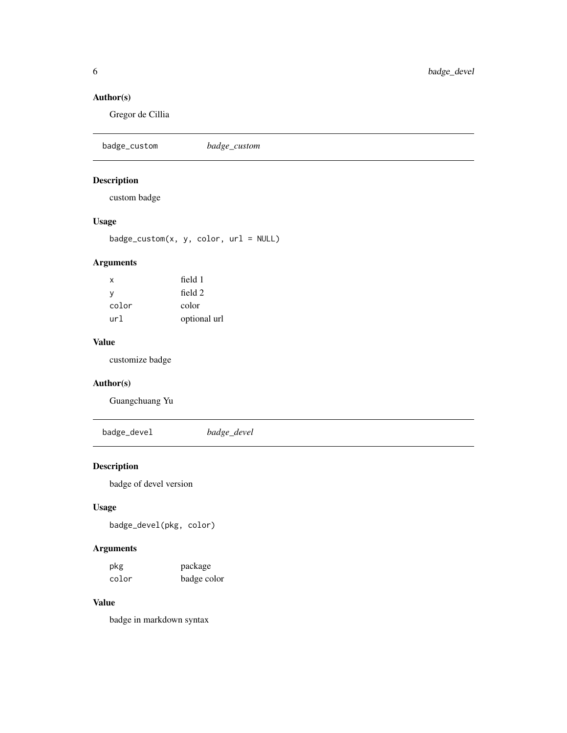## Author(s)

Gregor de Cillia

---

`badge_custom` *badge_custom*

---

## Description

custom badge

## Usage

```
badge_custom(x, y, color, url = NULL)
```

## Arguments

| | |
|---|---|
| `x` | field 1 |
| `y` | field 2 |
| `color` | color |
| `url` | optional url |

## Value

customize badge

## Author(s)

Guangchuang Yu

---

`badge_devel` *badge_devel*

---

## Description

badge of devel version

## Usage

```
badge_devel(pkg, color)
```

## Arguments

| | |
|---|---|
| `pkg` | package |
| `color` | badge color |

## Value

badge in markdown syntax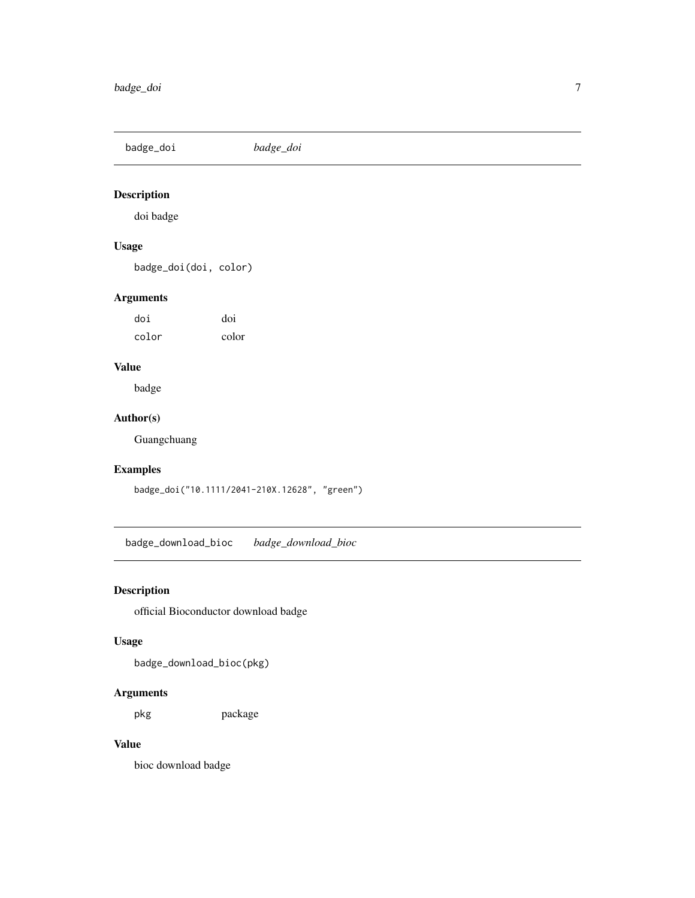## badge_doi — *badge_doi*

### Description

doi badge

### Usage

```
badge_doi(doi, color)
```

### Arguments

| | |
|---|---|
| `doi` | doi |
| `color` | color |

### Value

badge

### Author(s)

Guangchuang

### Examples

```
badge_doi("10.1111/2041-210X.12628", "green")
```

## badge_download_bioc — *badge_download_bioc*

### Description

official Bioconductor download badge

### Usage

```
badge_download_bioc(pkg)
```

### Arguments

| | |
|---|---|
| `pkg` | package |

### Value

bioc download badge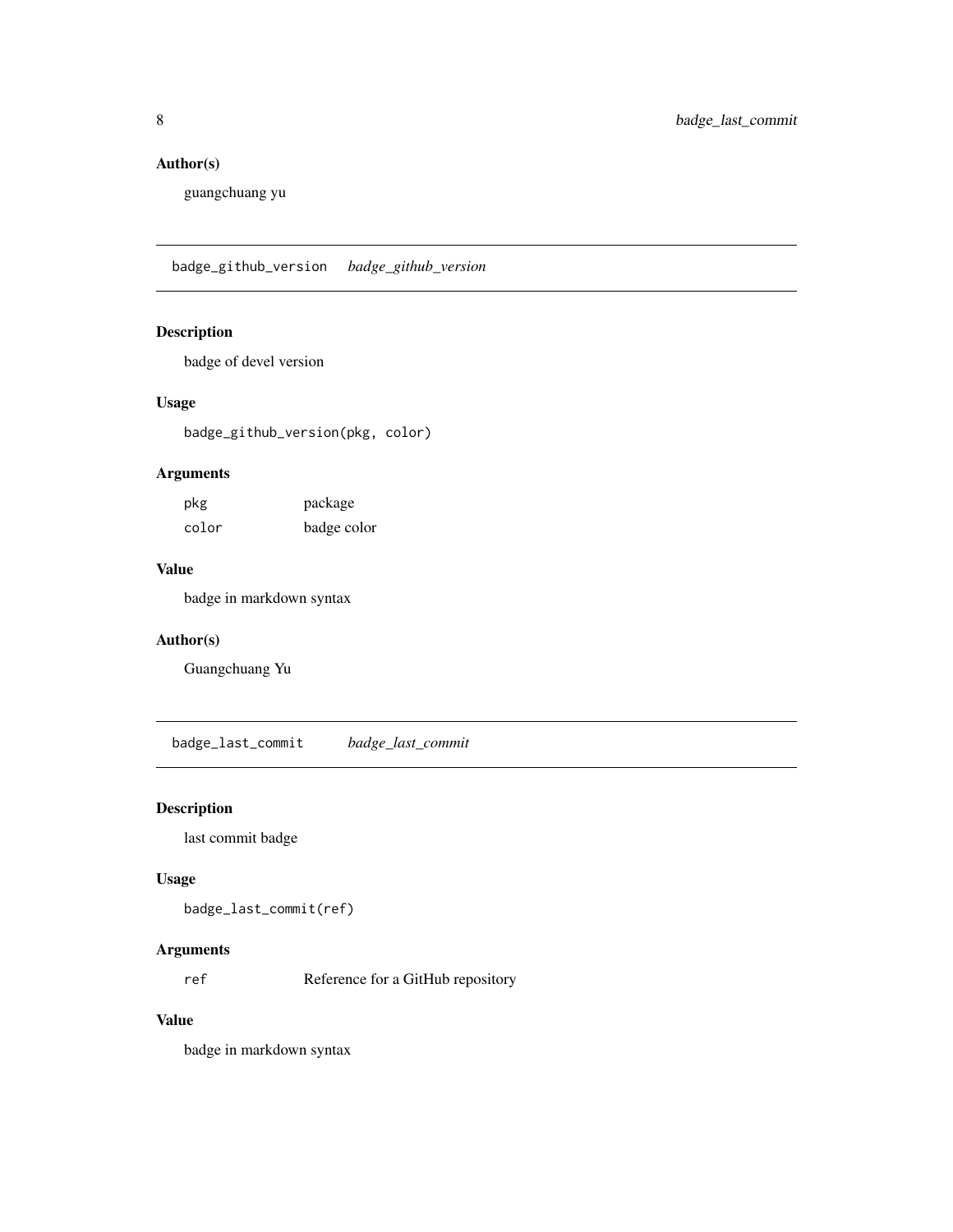### Author(s)

guangchuang yu

---

## badge_github_version    *badge_github_version*

---

### Description

badge of devel version

### Usage

```
badge_github_version(pkg, color)
```

### Arguments

| | |
|---|---|
| pkg | package |
| color | badge color |

### Value

badge in markdown syntax

### Author(s)

Guangchuang Yu

---

## badge_last_commit    *badge_last_commit*

---

### Description

last commit badge

### Usage

```
badge_last_commit(ref)
```

### Arguments

| | |
|---|---|
| ref | Reference for a GitHub repository |

### Value

badge in markdown syntax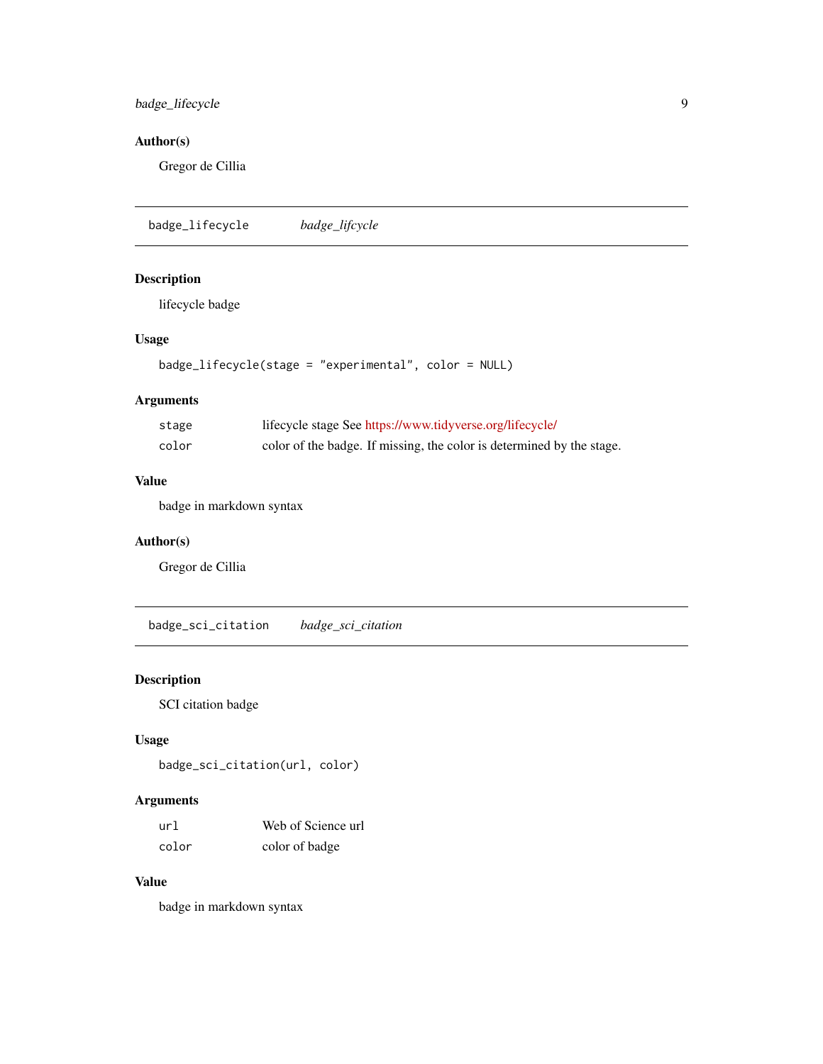### Author(s)

Gregor de Cillia

---

## badge_lifecycle *badge_lifcycle*

---

### Description

lifecycle badge

### Usage

```
badge_lifecycle(stage = "experimental", color = NULL)
```

### Arguments

| | |
|---|---|
| stage | lifecycle stage See https://www.tidyverse.org/lifecycle/ |
| color | color of the badge. If missing, the color is determined by the stage. |

### Value

badge in markdown syntax

### Author(s)

Gregor de Cillia

---

## badge_sci_citation *badge_sci_citation*

---

### Description

SCI citation badge

### Usage

```
badge_sci_citation(url, color)
```

### Arguments

| | |
|---|---|
| url | Web of Science url |
| color | color of badge |

### Value

badge in markdown syntax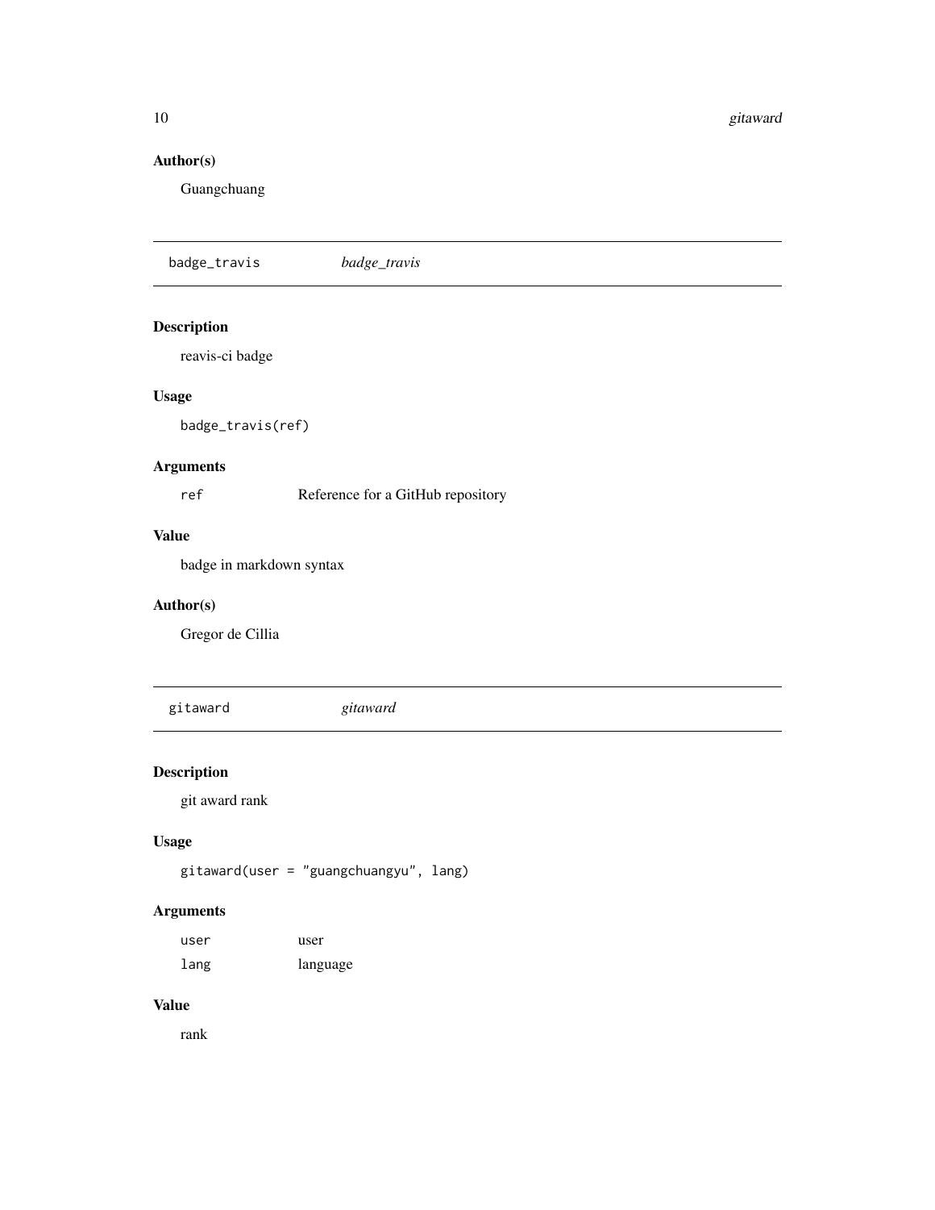### Author(s)

Guangchuang

---

## badge_travis *badge_travis*

---

### Description

reavis-ci badge

### Usage

```
badge_travis(ref)
```

### Arguments

| | |
|---|---|
| ref | Reference for a GitHub repository |

### Value

badge in markdown syntax

### Author(s)

Gregor de Cillia

---

## gitaward *gitaward*

---

### Description

git award rank

### Usage

```
gitaward(user = "guangchuangyu", lang)
```

### Arguments

| | |
|---|---|
| user | user |
| lang | language |

### Value

rank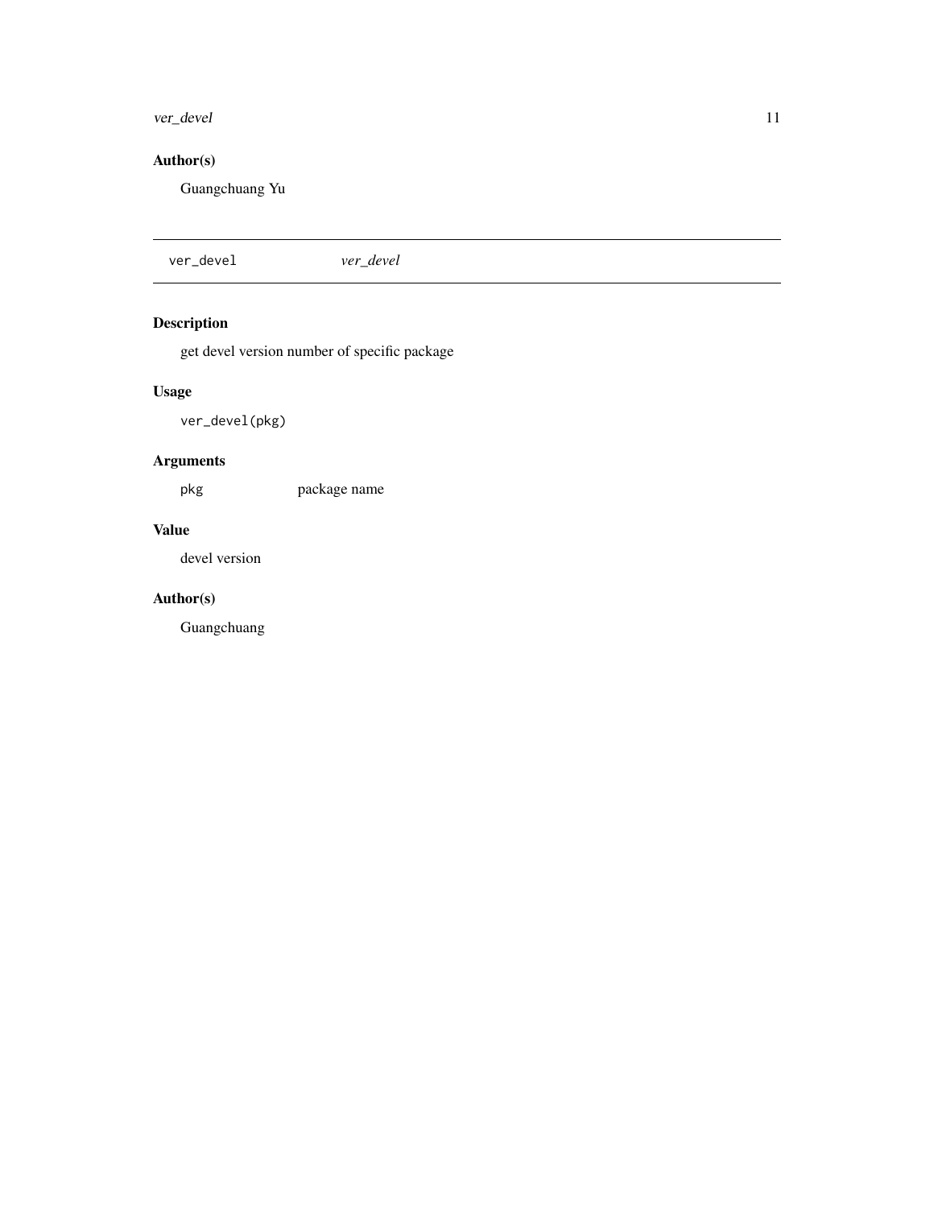## Author(s)

Guangchuang Yu

---

`ver_devel` *ver_devel*

---

## Description

get devel version number of specific package

## Usage

```
ver_devel(pkg)
```

## Arguments

| | |
|---|---|
| `pkg` | package name |

## Value

devel version

## Author(s)

Guangchuang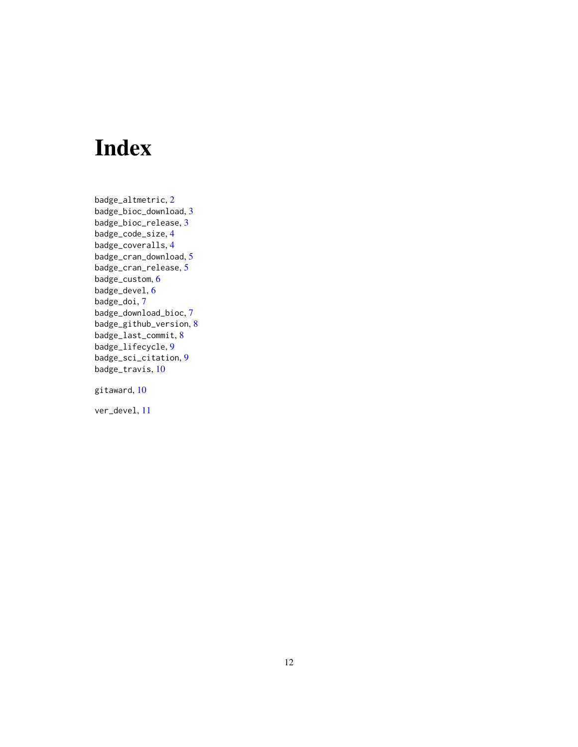# Index

badge_altmetric, 2
badge_bioc_download, 3
badge_bioc_release, 3
badge_code_size, 4
badge_coveralls, 4
badge_cran_download, 5
badge_cran_release, 5
badge_custom, 6
badge_devel, 6
badge_doi, 7
badge_download_bioc, 7
badge_github_version, 8
badge_last_commit, 8
badge_lifecycle, 9
badge_sci_citation, 9
badge_travis, 10

gitaward, 10

ver_devel, 11